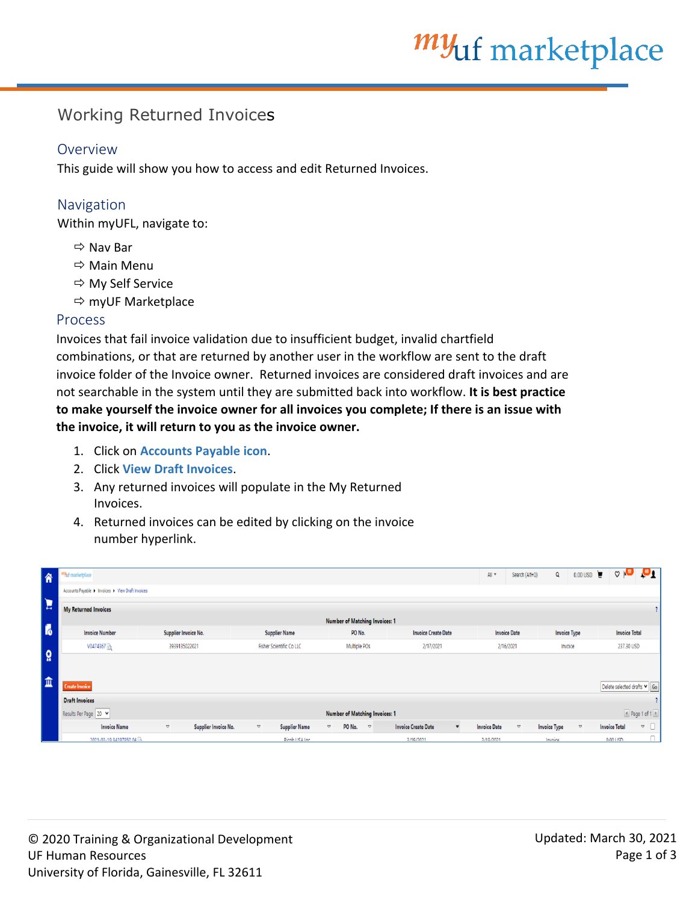# Working Returned Invoices

## Overview

This guide will show you how to access and edit Returned Invoices.

## Navigation

Within myUFL, navigate to:

- ⇨ Nav Bar
- ⇨ Main Menu
- ⇨ My Self Service
- ⇨ myUF Marketplace

## Process

Invoices that fail invoice validation due to insufficient budget, invalid chartfield combinations, or that are returned by another user in the workflow are sent to the draft invoice folder of the Invoice owner. Returned invoices are considered draft invoices and are not searchable in the system until they are submitted back into workflow. **It is best practice to make yourself the invoice owner for all invoices you complete; If there is an issue with the invoice, it will return to you as the invoice owner.**

1. Click on **Accounts Payable icon**.
2. Click **View Draft Invoices**.
3. Any returned invoices will populate in the My Returned Invoices.
4. Returned invoices can be edited by clicking on the invoice number hyperlink.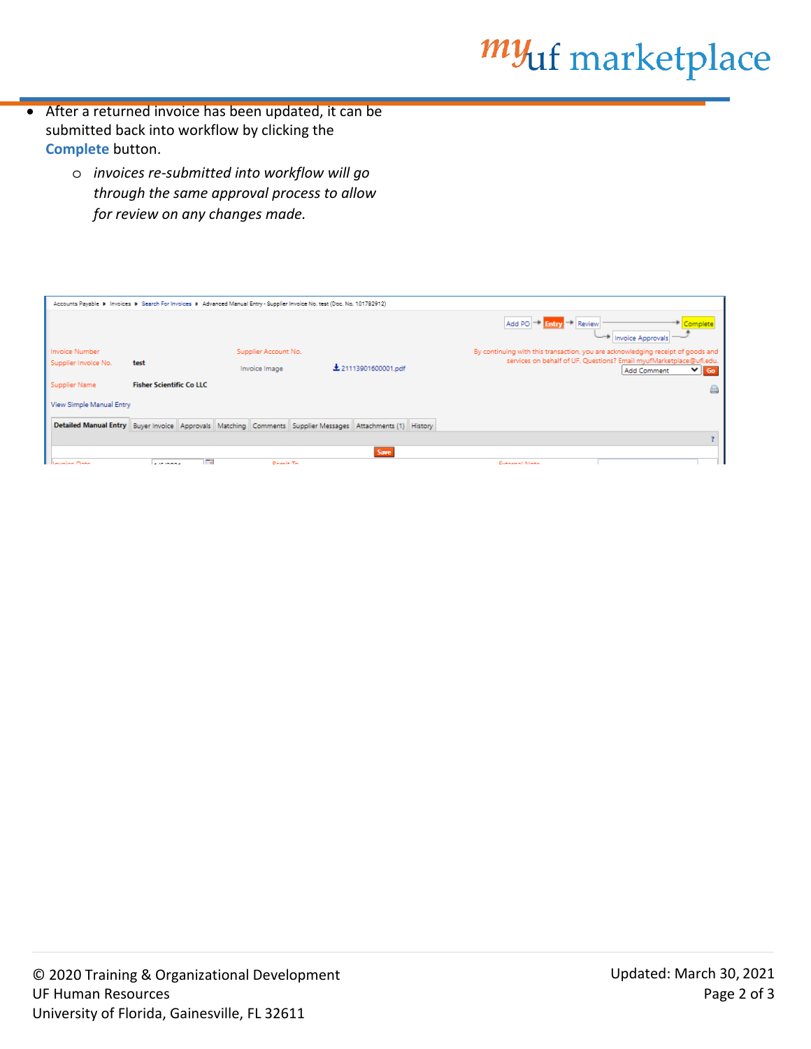- After a returned invoice has been updated, it can be submitted back into workflow by clicking the **Complete** button.
  - *invoices re-submitted into workflow will go through the same approval process to allow for review on any changes made.*